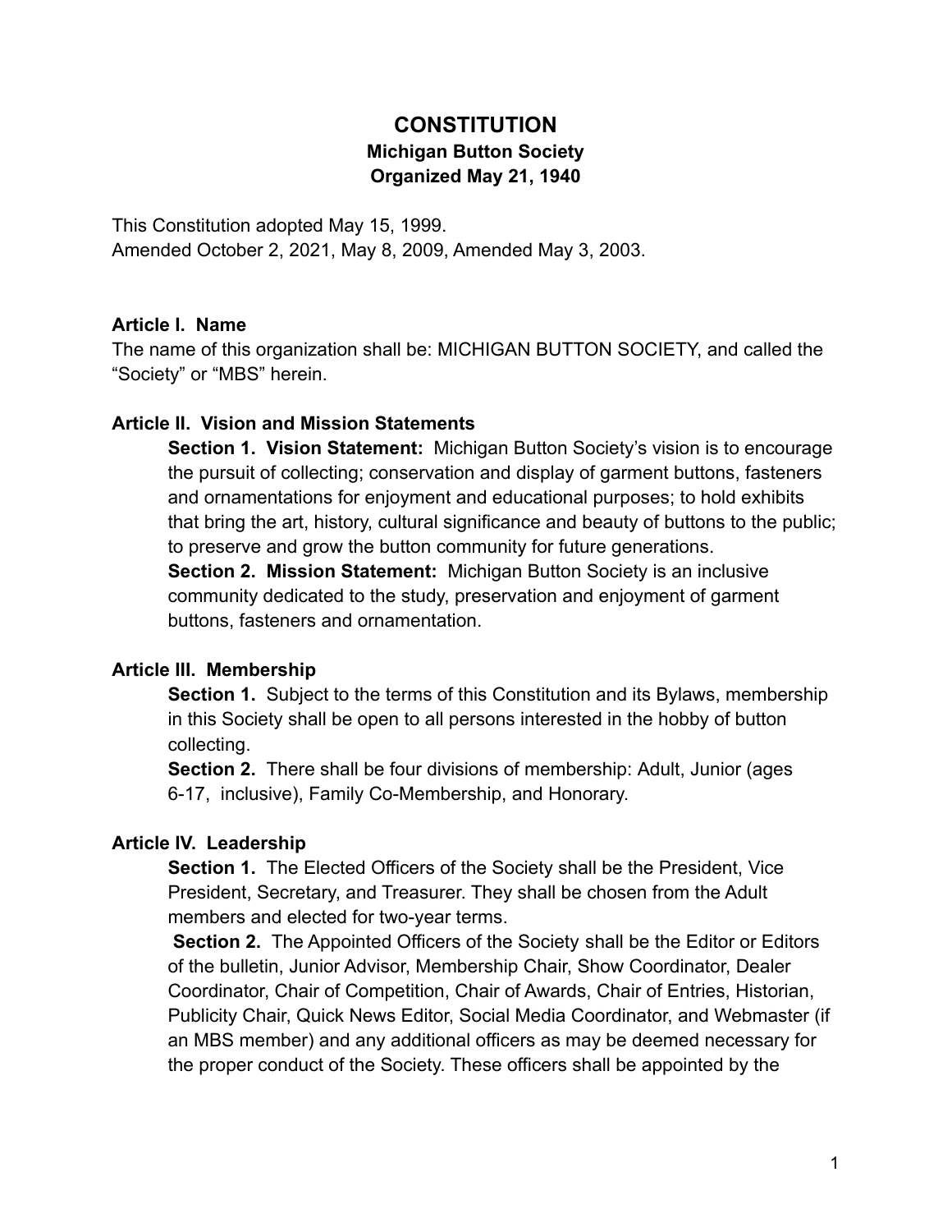# CONSTITUTION

## Michigan Button Society

## Organized May 21, 1940

This Constitution adopted May 15, 1999.
Amended October 2, 2021, May 8, 2009, Amended May 3, 2003.

### Article I. Name

The name of this organization shall be: MICHIGAN BUTTON SOCIETY, and called the "Society" or "MBS" herein.

### Article II. Vision and Mission Statements

**Section 1. Vision Statement:** Michigan Button Society's vision is to encourage the pursuit of collecting; conservation and display of garment buttons, fasteners and ornamentations for enjoyment and educational purposes; to hold exhibits that bring the art, history, cultural significance and beauty of buttons to the public; to preserve and grow the button community for future generations.

**Section 2. Mission Statement:** Michigan Button Society is an inclusive community dedicated to the study, preservation and enjoyment of garment buttons, fasteners and ornamentation.

### Article III. Membership

**Section 1.** Subject to the terms of this Constitution and its Bylaws, membership in this Society shall be open to all persons interested in the hobby of button collecting.

**Section 2.** There shall be four divisions of membership: Adult, Junior (ages 6-17, inclusive), Family Co-Membership, and Honorary.

### Article IV. Leadership

**Section 1.** The Elected Officers of the Society shall be the President, Vice President, Secretary, and Treasurer. They shall be chosen from the Adult members and elected for two-year terms.

**Section 2.** The Appointed Officers of the Society shall be the Editor or Editors of the bulletin, Junior Advisor, Membership Chair, Show Coordinator, Dealer Coordinator, Chair of Competition, Chair of Awards, Chair of Entries, Historian, Publicity Chair, Quick News Editor, Social Media Coordinator, and Webmaster (if an MBS member) and any additional officers as may be deemed necessary for the proper conduct of the Society. These officers shall be appointed by the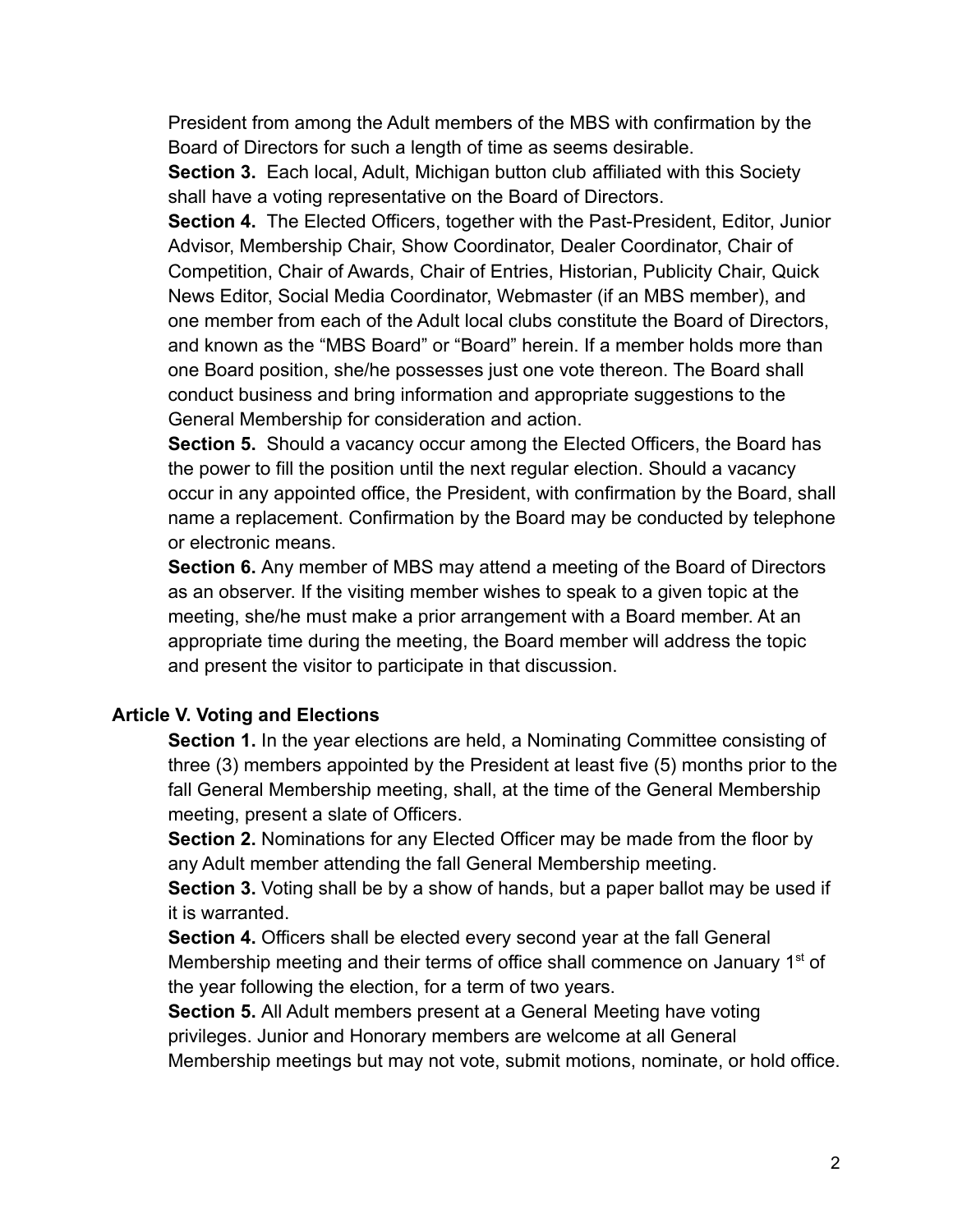President from among the Adult members of the MBS with confirmation by the Board of Directors for such a length of time as seems desirable.

**Section 3.** Each local, Adult, Michigan button club affiliated with this Society shall have a voting representative on the Board of Directors.

**Section 4.** The Elected Officers, together with the Past-President, Editor, Junior Advisor, Membership Chair, Show Coordinator, Dealer Coordinator, Chair of Competition, Chair of Awards, Chair of Entries, Historian, Publicity Chair, Quick News Editor, Social Media Coordinator, Webmaster (if an MBS member), and one member from each of the Adult local clubs constitute the Board of Directors, and known as the "MBS Board" or "Board" herein. If a member holds more than one Board position, she/he possesses just one vote thereon. The Board shall conduct business and bring information and appropriate suggestions to the General Membership for consideration and action.

**Section 5.** Should a vacancy occur among the Elected Officers, the Board has the power to fill the position until the next regular election. Should a vacancy occur in any appointed office, the President, with confirmation by the Board, shall name a replacement. Confirmation by the Board may be conducted by telephone or electronic means.

**Section 6.** Any member of MBS may attend a meeting of the Board of Directors as an observer. If the visiting member wishes to speak to a given topic at the meeting, she/he must make a prior arrangement with a Board member. At an appropriate time during the meeting, the Board member will address the topic and present the visitor to participate in that discussion.

## Article V. Voting and Elections

**Section 1.** In the year elections are held, a Nominating Committee consisting of three (3) members appointed by the President at least five (5) months prior to the fall General Membership meeting, shall, at the time of the General Membership meeting, present a slate of Officers.

**Section 2.** Nominations for any Elected Officer may be made from the floor by any Adult member attending the fall General Membership meeting.

**Section 3.** Voting shall be by a show of hands, but a paper ballot may be used if it is warranted.

**Section 4.** Officers shall be elected every second year at the fall General Membership meeting and their terms of office shall commence on January 1st of the year following the election, for a term of two years.

**Section 5.** All Adult members present at a General Meeting have voting privileges. Junior and Honorary members are welcome at all General Membership meetings but may not vote, submit motions, nominate, or hold office.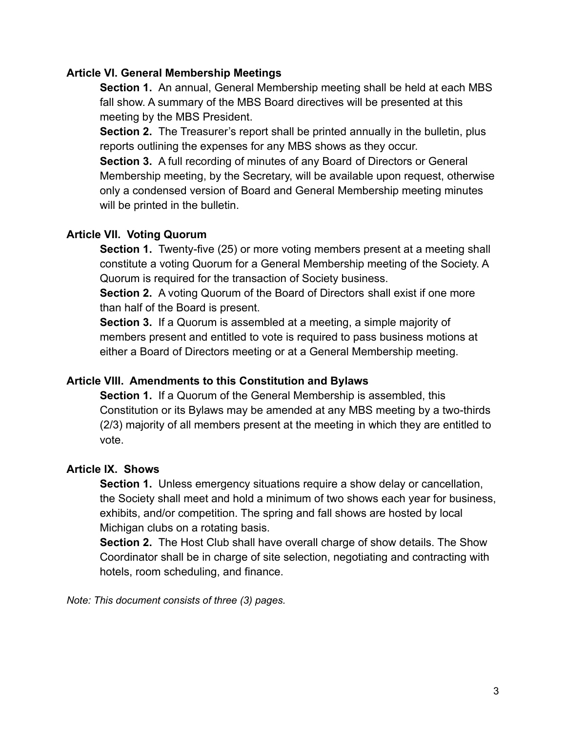## Article VI. General Membership Meetings

**Section 1.** An annual, General Membership meeting shall be held at each MBS fall show. A summary of the MBS Board directives will be presented at this meeting by the MBS President.

**Section 2.** The Treasurer's report shall be printed annually in the bulletin, plus reports outlining the expenses for any MBS shows as they occur.

**Section 3.** A full recording of minutes of any Board of Directors or General Membership meeting, by the Secretary, will be available upon request, otherwise only a condensed version of Board and General Membership meeting minutes will be printed in the bulletin.

## Article VII. Voting Quorum

**Section 1.** Twenty-five (25) or more voting members present at a meeting shall constitute a voting Quorum for a General Membership meeting of the Society. A Quorum is required for the transaction of Society business.

**Section 2.** A voting Quorum of the Board of Directors shall exist if one more than half of the Board is present.

**Section 3.** If a Quorum is assembled at a meeting, a simple majority of members present and entitled to vote is required to pass business motions at either a Board of Directors meeting or at a General Membership meeting.

## Article VIII. Amendments to this Constitution and Bylaws

**Section 1.** If a Quorum of the General Membership is assembled, this Constitution or its Bylaws may be amended at any MBS meeting by a two-thirds (2/3) majority of all members present at the meeting in which they are entitled to vote.

## Article IX. Shows

**Section 1.** Unless emergency situations require a show delay or cancellation, the Society shall meet and hold a minimum of two shows each year for business, exhibits, and/or competition. The spring and fall shows are hosted by local Michigan clubs on a rotating basis.

**Section 2.** The Host Club shall have overall charge of show details. The Show Coordinator shall be in charge of site selection, negotiating and contracting with hotels, room scheduling, and finance.

*Note: This document consists of three (3) pages.*